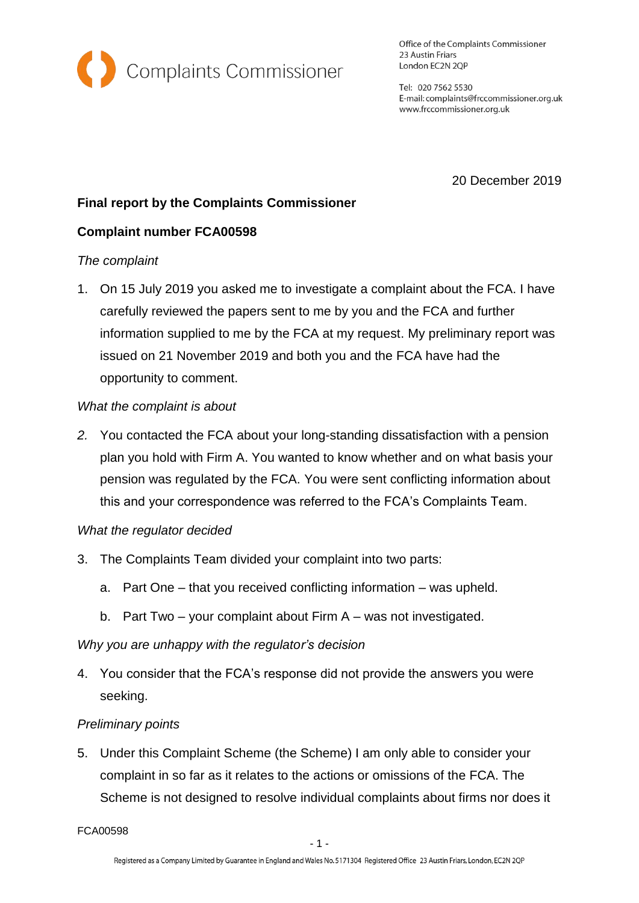Complaints Commissioner

Office of the Complaints Commissioner
23 Austin Friars
London EC2N 2QP

Tel: 020 7562 5530
E-mail: complaints@frccommissioner.org.uk
www.frccommissioner.org.uk

20 December 2019

**Final report by the Complaints Commissioner**

**Complaint number FCA00598**

*The complaint*

1. On 15 July 2019 you asked me to investigate a complaint about the FCA. I have carefully reviewed the papers sent to me by you and the FCA and further information supplied to me by the FCA at my request. My preliminary report was issued on 21 November 2019 and both you and the FCA have had the opportunity to comment.

*What the complaint is about*

2. You contacted the FCA about your long-standing dissatisfaction with a pension plan you hold with Firm A. You wanted to know whether and on what basis your pension was regulated by the FCA. You were sent conflicting information about this and your correspondence was referred to the FCA's Complaints Team.

*What the regulator decided*

3. The Complaints Team divided your complaint into two parts:
    a. Part One – that you received conflicting information – was upheld.
    b. Part Two – your complaint about Firm A – was not investigated.

*Why you are unhappy with the regulator's decision*

4. You consider that the FCA's response did not provide the answers you were seeking.

*Preliminary points*

5. Under this Complaint Scheme (the Scheme) I am only able to consider your complaint in so far as it relates to the actions or omissions of the FCA. The Scheme is not designed to resolve individual complaints about firms nor does it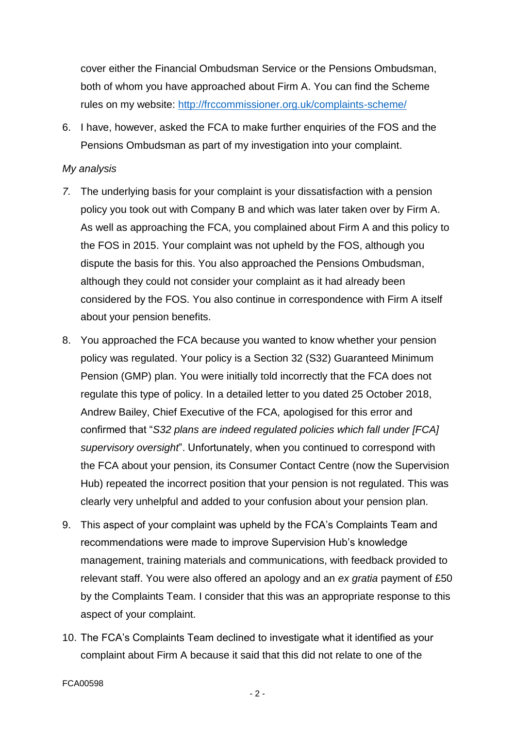cover either the Financial Ombudsman Service or the Pensions Ombudsman, both of whom you have approached about Firm A. You can find the Scheme rules on my website: [http://frccommissioner.org.uk/complaints-scheme/](http://frccommissioner.org.uk/complaints-scheme/)

6. I have, however, asked the FCA to make further enquiries of the FOS and the Pensions Ombudsman as part of my investigation into your complaint.

*My analysis*

7. The underlying basis for your complaint is your dissatisfaction with a pension policy you took out with Company B and which was later taken over by Firm A. As well as approaching the FCA, you complained about Firm A and this policy to the FOS in 2015. Your complaint was not upheld by the FOS, although you dispute the basis for this. You also approached the Pensions Ombudsman, although they could not consider your complaint as it had already been considered by the FOS. You also continue in correspondence with Firm A itself about your pension benefits.

8. You approached the FCA because you wanted to know whether your pension policy was regulated. Your policy is a Section 32 (S32) Guaranteed Minimum Pension (GMP) plan. You were initially told incorrectly that the FCA does not regulate this type of policy. In a detailed letter to you dated 25 October 2018, Andrew Bailey, Chief Executive of the FCA, apologised for this error and confirmed that "*S32 plans are indeed regulated policies which fall under [FCA] supervisory oversight*". Unfortunately, when you continued to correspond with the FCA about your pension, its Consumer Contact Centre (now the Supervision Hub) repeated the incorrect position that your pension is not regulated. This was clearly very unhelpful and added to your confusion about your pension plan.

9. This aspect of your complaint was upheld by the FCA's Complaints Team and recommendations were made to improve Supervision Hub's knowledge management, training materials and communications, with feedback provided to relevant staff. You were also offered an apology and an *ex gratia* payment of £50 by the Complaints Team. I consider that this was an appropriate response to this aspect of your complaint.

10. The FCA's Complaints Team declined to investigate what it identified as your complaint about Firm A because it said that this did not relate to one of the

FCA00598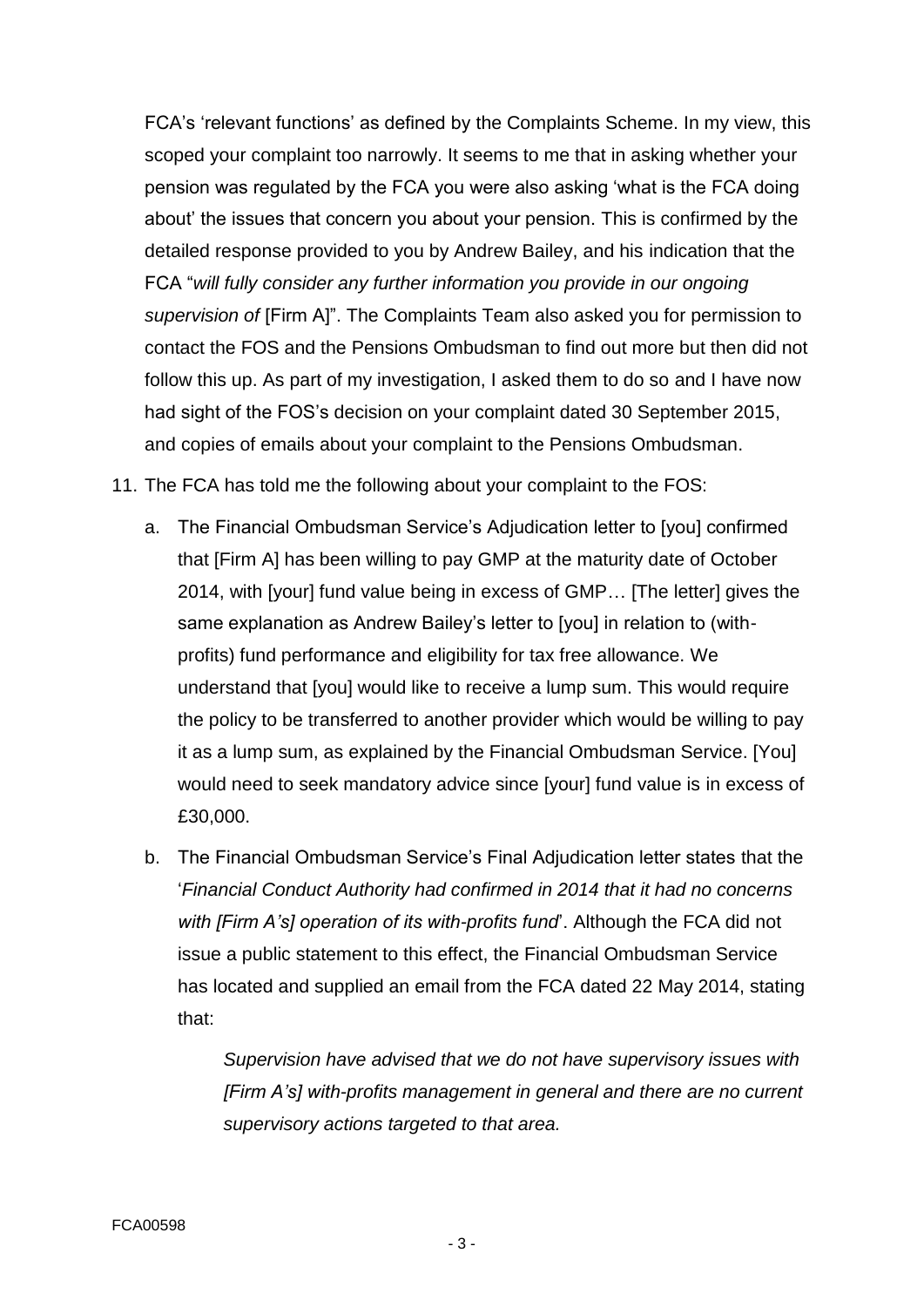FCA's 'relevant functions' as defined by the Complaints Scheme. In my view, this scoped your complaint too narrowly. It seems to me that in asking whether your pension was regulated by the FCA you were also asking 'what is the FCA doing about' the issues that concern you about your pension. This is confirmed by the detailed response provided to you by Andrew Bailey, and his indication that the FCA "*will fully consider any further information you provide in our ongoing supervision of* [Firm A]". The Complaints Team also asked you for permission to contact the FOS and the Pensions Ombudsman to find out more but then did not follow this up. As part of my investigation, I asked them to do so and I have now had sight of the FOS's decision on your complaint dated 30 September 2015, and copies of emails about your complaint to the Pensions Ombudsman.

11. The FCA has told me the following about your complaint to the FOS:

    a. The Financial Ombudsman Service's Adjudication letter to [you] confirmed that [Firm A] has been willing to pay GMP at the maturity date of October 2014, with [your] fund value being in excess of GMP… [The letter] gives the same explanation as Andrew Bailey's letter to [you] in relation to (with-profits) fund performance and eligibility for tax free allowance. We understand that [you] would like to receive a lump sum. This would require the policy to be transferred to another provider which would be willing to pay it as a lump sum, as explained by the Financial Ombudsman Service. [You] would need to seek mandatory advice since [your] fund value is in excess of £30,000.

    b. The Financial Ombudsman Service's Final Adjudication letter states that the '*Financial Conduct Authority had confirmed in 2014 that it had no concerns with [Firm A's] operation of its with-profits fund*'. Although the FCA did not issue a public statement to this effect, the Financial Ombudsman Service has located and supplied an email from the FCA dated 22 May 2014, stating that:

       > *Supervision have advised that we do not have supervisory issues with [Firm A's] with-profits management in general and there are no current supervisory actions targeted to that area.*

FCA00598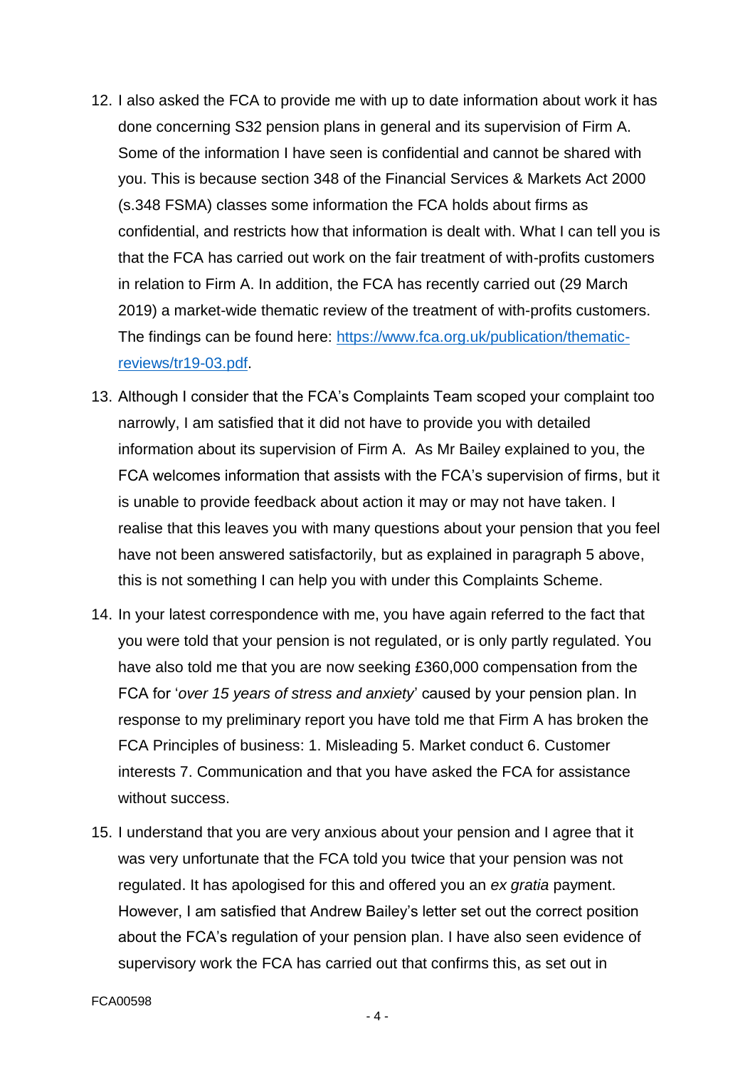12. I also asked the FCA to provide me with up to date information about work it has done concerning S32 pension plans in general and its supervision of Firm A. Some of the information I have seen is confidential and cannot be shared with you. This is because section 348 of the Financial Services & Markets Act 2000 (s.348 FSMA) classes some information the FCA holds about firms as confidential, and restricts how that information is dealt with. What I can tell you is that the FCA has carried out work on the fair treatment of with-profits customers in relation to Firm A. In addition, the FCA has recently carried out (29 March 2019) a market-wide thematic review of the treatment of with-profits customers. The findings can be found here: [https://www.fca.org.uk/publication/thematic-reviews/tr19-03.pdf](https://www.fca.org.uk/publication/thematic-reviews/tr19-03.pdf).

13. Although I consider that the FCA's Complaints Team scoped your complaint too narrowly, I am satisfied that it did not have to provide you with detailed information about its supervision of Firm A. As Mr Bailey explained to you, the FCA welcomes information that assists with the FCA's supervision of firms, but it is unable to provide feedback about action it may or may not have taken. I realise that this leaves you with many questions about your pension that you feel have not been answered satisfactorily, but as explained in paragraph 5 above, this is not something I can help you with under this Complaints Scheme.

14. In your latest correspondence with me, you have again referred to the fact that you were told that your pension is not regulated, or is only partly regulated. You have also told me that you are now seeking £360,000 compensation from the FCA for '*over 15 years of stress and anxiety*' caused by your pension plan. In response to my preliminary report you have told me that Firm A has broken the FCA Principles of business: 1. Misleading 5. Market conduct 6. Customer interests 7. Communication and that you have asked the FCA for assistance without success.

15. I understand that you are very anxious about your pension and I agree that it was very unfortunate that the FCA told you twice that your pension was not regulated. It has apologised for this and offered you an *ex gratia* payment. However, I am satisfied that Andrew Bailey's letter set out the correct position about the FCA's regulation of your pension plan. I have also seen evidence of supervisory work the FCA has carried out that confirms this, as set out in

FCA00598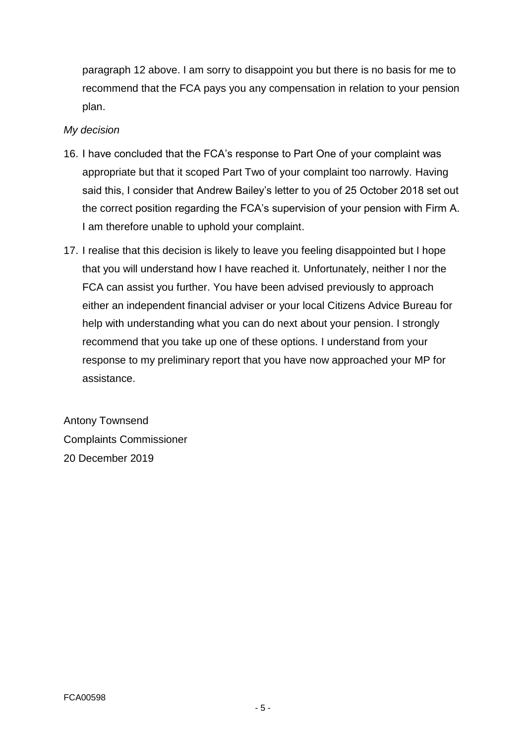paragraph 12 above. I am sorry to disappoint you but there is no basis for me to recommend that the FCA pays you any compensation in relation to your pension plan.

*My decision*

16. I have concluded that the FCA's response to Part One of your complaint was appropriate but that it scoped Part Two of your complaint too narrowly. Having said this, I consider that Andrew Bailey's letter to you of 25 October 2018 set out the correct position regarding the FCA's supervision of your pension with Firm A. I am therefore unable to uphold your complaint.

17. I realise that this decision is likely to leave you feeling disappointed but I hope that you will understand how I have reached it. Unfortunately, neither I nor the FCA can assist you further. You have been advised previously to approach either an independent financial adviser or your local Citizens Advice Bureau for help with understanding what you can do next about your pension. I strongly recommend that you take up one of these options. I understand from your response to my preliminary report that you have now approached your MP for assistance.

Antony Townsend
Complaints Commissioner
20 December 2019

FCA00598